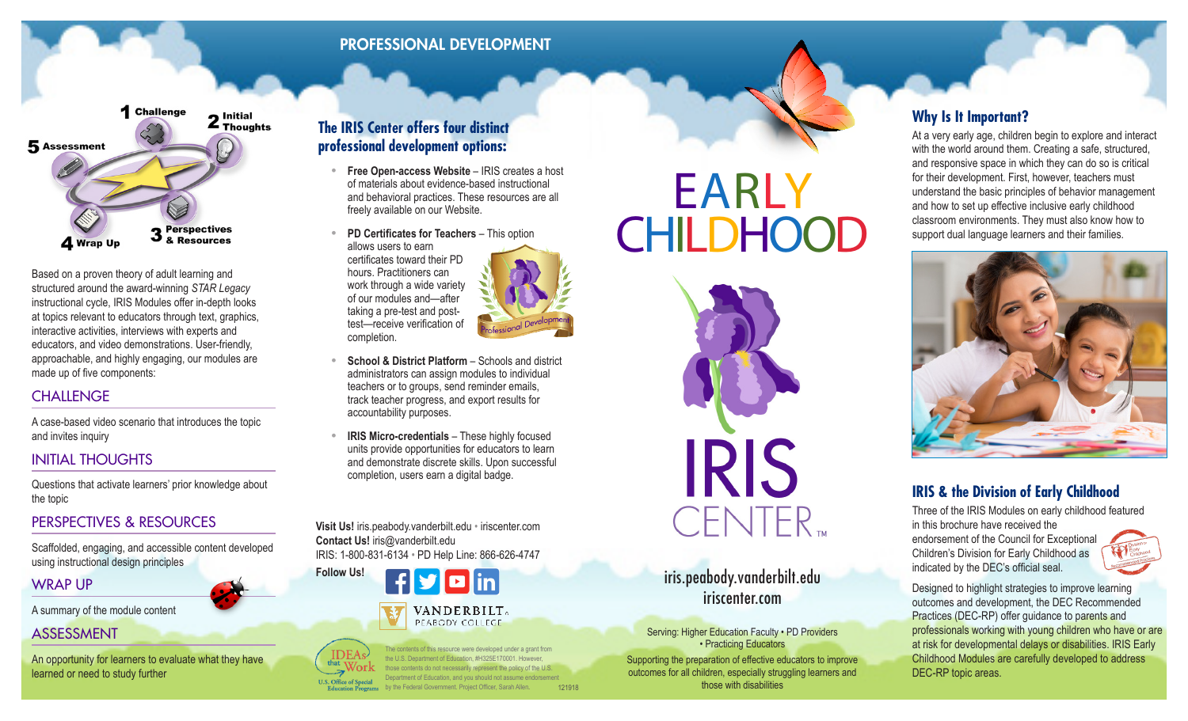# PROFESSIONAL DEVELOPMENT

1 Challenge
2 Initial Thoughts
3 Perspectives & Resources
4 Wrap Up
5 Assessment

Based on a proven theory of adult learning and structured around the award-winning *STAR Legacy* instructional cycle, IRIS Modules offer in-depth looks at topics relevant to educators through text, graphics, interactive activities, interviews with experts and educators, and video demonstrations. User-friendly, approachable, and highly engaging, our modules are made up of five components:

## CHALLENGE

A case-based video scenario that introduces the topic and invites inquiry

## INITIAL THOUGHTS

Questions that activate learners' prior knowledge about the topic

## PERSPECTIVES & RESOURCES

Scaffolded, engaging, and accessible content developed using instructional design principles

## WRAP UP

A summary of the module content

## ASSESSMENT

An opportunity for learners to evaluate what they have learned or need to study further

## The IRIS Center offers four distinct professional development options:

- **Free Open-access Website** – IRIS creates a host of materials about evidence-based instructional and behavioral practices. These resources are all freely available on our Website.
- **PD Certificates for Teachers** – This option allows users to earn certificates toward their PD hours. Practitioners can work through a wide variety of our modules and—after taking a pre-test and post-test—receive verification of completion.
- **School & District Platform** – Schools and district administrators can assign modules to individual teachers or to groups, send reminder emails, track teacher progress, and export results for accountability purposes.
- **IRIS Micro-credentials** – These highly focused units provide opportunities for educators to learn and demonstrate discrete skills. Upon successful completion, users earn a digital badge.

Professional Development

**Visit Us!** iris.peabody.vanderbilt.edu • iriscenter.com
**Contact Us!** iris@vanderbilt.edu
IRIS: 1-800-831-6134 • PD Help Line: 866-626-4747
**Follow Us!**

VANDERBILT PEABODY COLLEGE

IDEAs that Work — U.S. Office of Special Education Programs

The contents of this resource were developed under a grant from the U.S. Department of Education, #H325E170001. However, those contents do not necessarily represent the policy of the U.S. Department of Education, and you should not assume endorsement by the Federal Government. Project Officer, Sarah Allen.

121918

# EARLY CHILDHOOD

# IRIS CENTER™

iris.peabody.vanderbilt.edu
iriscenter.com

Serving: Higher Education Faculty • PD Providers • Practicing Educators

Supporting the preparation of effective educators to improve outcomes for all children, especially struggling learners and those with disabilities

## Why Is It Important?

At a very early age, children begin to explore and interact with the world around them. Creating a safe, structured, and responsive space in which they can do so is critical for their development. First, however, teachers must understand the basic principles of behavior management and how to set up effective inclusive early childhood classroom environments. They must also know how to support dual language learners and their families.

## IRIS & the Division of Early Childhood

Three of the IRIS Modules on early childhood featured in this brochure have received the endorsement of the Council for Exceptional Children's Division for Early Childhood as indicated by the DEC's official seal.

Designed to highlight strategies to improve learning outcomes and development, the DEC Recommended Practices (DEC-RP) offer guidance to parents and professionals working with young children who have or are at risk for developmental delays or disabilities. IRIS Early Childhood Modules are carefully developed to address DEC-RP topic areas.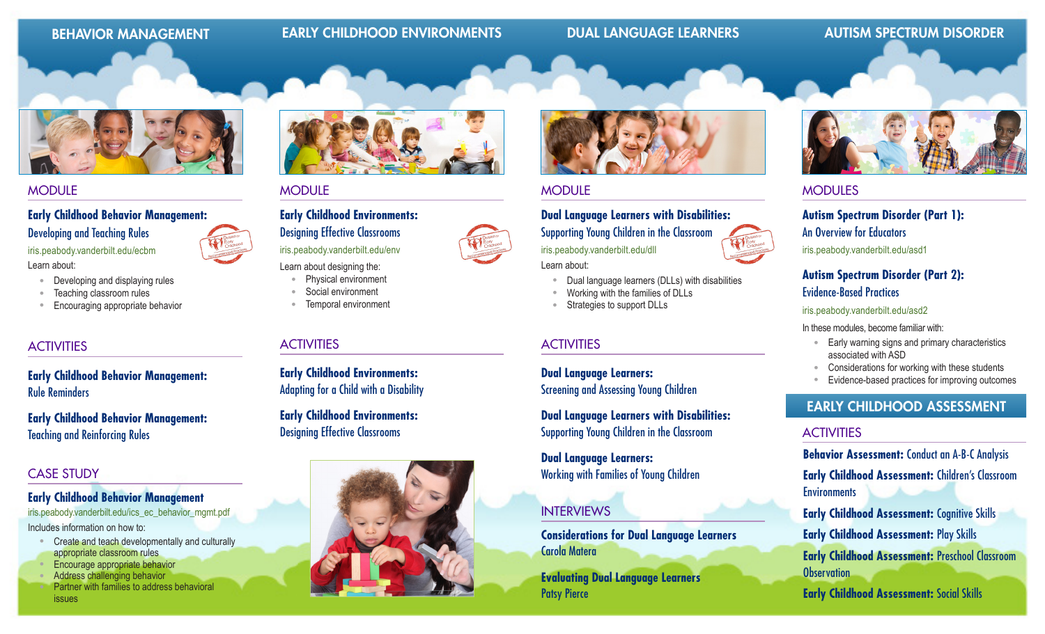## BEHAVIOR MANAGEMENT

### MODULE

**Early Childhood Behavior Management:**
Developing and Teaching Rules

iris.peabody.vanderbilt.edu/ecbm

Learn about:

- Developing and displaying rules
- Teaching classroom rules
- Encouraging appropriate behavior

### ACTIVITIES

**Early Childhood Behavior Management:**
Rule Reminders

**Early Childhood Behavior Management:**
Teaching and Reinforcing Rules

### CASE STUDY

**Early Childhood Behavior Management**

iris.peabody.vanderbilt.edu/ics_ec_behavior_mgmt.pdf

Includes information on how to:

- Create and teach developmentally and culturally appropriate classroom rules
- Encourage appropriate behavior
- Address challenging behavior
- Partner with families to address behavioral issues

## EARLY CHILDHOOD ENVIRONMENTS

### MODULE

**Early Childhood Environments:**
Designing Effective Classrooms

iris.peabody.vanderbilt.edu/env

Learn about designing the:

- Physical environment
- Social environment
- Temporal environment

### ACTIVITIES

**Early Childhood Environments:**
Adapting for a Child with a Disability

**Early Childhood Environments:**
Designing Effective Classrooms

## DUAL LANGUAGE LEARNERS

### MODULE

**Dual Language Learners with Disabilities:**
Supporting Young Children in the Classroom

iris.peabody.vanderbilt.edu/dll

Learn about:

- Dual language learners (DLLs) with disabilities
- Working with the families of DLLs
- Strategies to support DLLs

### ACTIVITIES

**Dual Language Learners:**
Screening and Assessing Young Children

**Dual Language Learners with Disabilities:**
Supporting Young Children in the Classroom

**Dual Language Learners:**
Working with Families of Young Children

### INTERVIEWS

**Considerations for Dual Language Learners**
Carola Matera

**Evaluating Dual Language Learners**
Patsy Pierce

## AUTISM SPECTRUM DISORDER

### MODULES

**Autism Spectrum Disorder (Part 1):**
An Overview for Educators

iris.peabody.vanderbilt.edu/asd1

**Autism Spectrum Disorder (Part 2):**
Evidence-Based Practices

iris.peabody.vanderbilt.edu/asd2

In these modules, become familiar with:

- Early warning signs and primary characteristics associated with ASD
- Considerations for working with these students
- Evidence-based practices for improving outcomes

## EARLY CHILDHOOD ASSESSMENT

### ACTIVITIES

**Behavior Assessment:** Conduct an A-B-C Analysis

**Early Childhood Assessment:** Children's Classroom Environments

**Early Childhood Assessment:** Cognitive Skills

**Early Childhood Assessment:** Play Skills

**Early Childhood Assessment:** Preschool Classroom Observation

**Early Childhood Assessment:** Social Skills